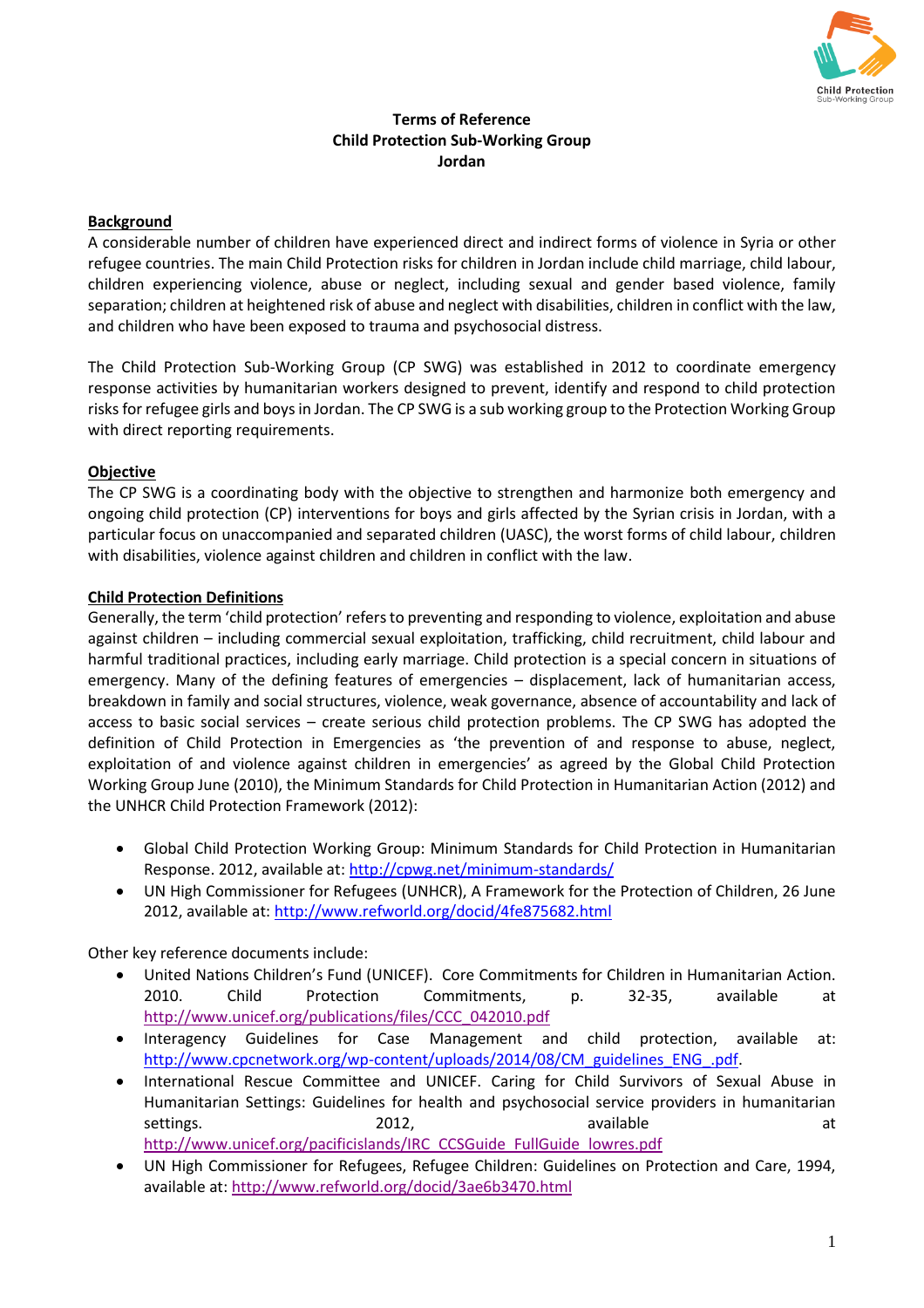**Terms of Reference**
**Child Protection Sub-Working Group**
**Jordan**

**Background**

A considerable number of children have experienced direct and indirect forms of violence in Syria or other refugee countries. The main Child Protection risks for children in Jordan include child marriage, child labour, children experiencing violence, abuse or neglect, including sexual and gender based violence, family separation; children at heightened risk of abuse and neglect with disabilities, children in conflict with the law, and children who have been exposed to trauma and psychosocial distress.

The Child Protection Sub-Working Group (CP SWG) was established in 2012 to coordinate emergency response activities by humanitarian workers designed to prevent, identify and respond to child protection risks for refugee girls and boys in Jordan. The CP SWG is a sub working group to the Protection Working Group with direct reporting requirements.

**Objective**

The CP SWG is a coordinating body with the objective to strengthen and harmonize both emergency and ongoing child protection (CP) interventions for boys and girls affected by the Syrian crisis in Jordan, with a particular focus on unaccompanied and separated children (UASC), the worst forms of child labour, children with disabilities, violence against children and children in conflict with the law.

**Child Protection Definitions**

Generally, the term 'child protection' refers to preventing and responding to violence, exploitation and abuse against children – including commercial sexual exploitation, trafficking, child recruitment, child labour and harmful traditional practices, including early marriage. Child protection is a special concern in situations of emergency. Many of the defining features of emergencies – displacement, lack of humanitarian access, breakdown in family and social structures, violence, weak governance, absence of accountability and lack of access to basic social services – create serious child protection problems. The CP SWG has adopted the definition of Child Protection in Emergencies as 'the prevention of and response to abuse, neglect, exploitation of and violence against children in emergencies' as agreed by the Global Child Protection Working Group June (2010), the Minimum Standards for Child Protection in Humanitarian Action (2012) and the UNHCR Child Protection Framework (2012):

- Global Child Protection Working Group: Minimum Standards for Child Protection in Humanitarian Response. 2012, available at: http://cpwg.net/minimum-standards/
- UN High Commissioner for Refugees (UNHCR), A Framework for the Protection of Children, 26 June 2012, available at: http://www.refworld.org/docid/4fe875682.html

Other key reference documents include:

- United Nations Children's Fund (UNICEF). Core Commitments for Children in Humanitarian Action. 2010. Child Protection Commitments, p. 32-35, available at http://www.unicef.org/publications/files/CCC_042010.pdf
- Interagency Guidelines for Case Management and child protection, available at: http://www.cpcnetwork.org/wp-content/uploads/2014/08/CM_guidelines_ENG_.pdf.
- International Rescue Committee and UNICEF. Caring for Child Survivors of Sexual Abuse in Humanitarian Settings: Guidelines for health and psychosocial service providers in humanitarian settings. 2012, available at http://www.unicef.org/pacificislands/IRC_CCSGuide_FullGuide_lowres.pdf
- UN High Commissioner for Refugees, Refugee Children: Guidelines on Protection and Care, 1994, available at: http://www.refworld.org/docid/3ae6b3470.html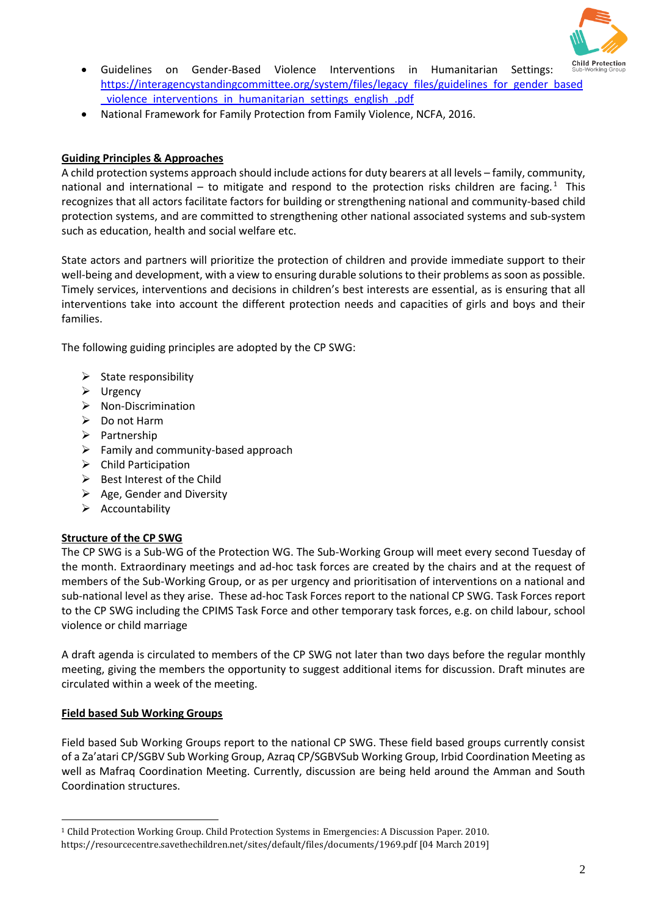- Guidelines on Gender-Based Violence Interventions in Humanitarian Settings: https://interagencystandingcommittee.org/system/files/legacy_files/guidelines_for_gender_based_violence_interventions_in_humanitarian_settings_english_.pdf
- National Framework for Family Protection from Family Violence, NCFA, 2016.

## Guiding Principles & Approaches

A child protection systems approach should include actions for duty bearers at all levels – family, community, national and international – to mitigate and respond to the protection risks children are facing.[1] This recognizes that all actors facilitate factors for building or strengthening national and community-based child protection systems, and are committed to strengthening other national associated systems and sub-system such as education, health and social welfare etc.

State actors and partners will prioritize the protection of children and provide immediate support to their well-being and development, with a view to ensuring durable solutions to their problems as soon as possible. Timely services, interventions and decisions in children's best interests are essential, as is ensuring that all interventions take into account the different protection needs and capacities of girls and boys and their families.

The following guiding principles are adopted by the CP SWG:

- State responsibility
- Urgency
- Non-Discrimination
- Do not Harm
- Partnership
- Family and community-based approach
- Child Participation
- Best Interest of the Child
- Age, Gender and Diversity
- Accountability

## Structure of the CP SWG

The CP SWG is a Sub-WG of the Protection WG. The Sub-Working Group will meet every second Tuesday of the month. Extraordinary meetings and ad-hoc task forces are created by the chairs and at the request of members of the Sub-Working Group, or as per urgency and prioritisation of interventions on a national and sub-national level as they arise. These ad-hoc Task Forces report to the national CP SWG. Task Forces report to the CP SWG including the CPIMS Task Force and other temporary task forces, e.g. on child labour, school violence or child marriage

A draft agenda is circulated to members of the CP SWG not later than two days before the regular monthly meeting, giving the members the opportunity to suggest additional items for discussion. Draft minutes are circulated within a week of the meeting.

## Field based Sub Working Groups

Field based Sub Working Groups report to the national CP SWG. These field based groups currently consist of a Za'atari CP/SGBV Sub Working Group, Azraq CP/SGBVSub Working Group, Irbid Coordination Meeting as well as Mafraq Coordination Meeting. Currently, discussion are being held around the Amman and South Coordination structures.

---

[1] Child Protection Working Group. Child Protection Systems in Emergencies: A Discussion Paper. 2010. https://resourcecentre.savethechildren.net/sites/default/files/documents/1969.pdf [04 March 2019]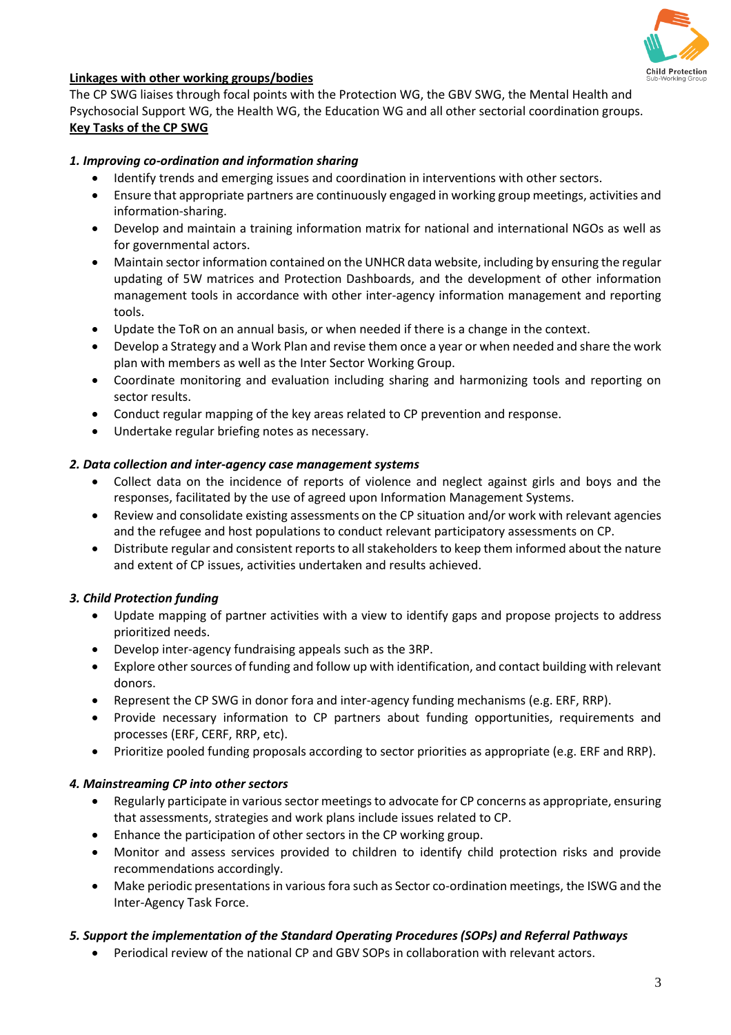**Linkages with other working groups/bodies**

The CP SWG liaises through focal points with the Protection WG, the GBV SWG, the Mental Health and Psychosocial Support WG, the Health WG, the Education WG and all other sectorial coordination groups.

**Key Tasks of the CP SWG**

***1. Improving co-ordination and information sharing***

- Identify trends and emerging issues and coordination in interventions with other sectors.
- Ensure that appropriate partners are continuously engaged in working group meetings, activities and information-sharing.
- Develop and maintain a training information matrix for national and international NGOs as well as for governmental actors.
- Maintain sector information contained on the UNHCR data website, including by ensuring the regular updating of 5W matrices and Protection Dashboards, and the development of other information management tools in accordance with other inter-agency information management and reporting tools.
- Update the ToR on an annual basis, or when needed if there is a change in the context.
- Develop a Strategy and a Work Plan and revise them once a year or when needed and share the work plan with members as well as the Inter Sector Working Group.
- Coordinate monitoring and evaluation including sharing and harmonizing tools and reporting on sector results.
- Conduct regular mapping of the key areas related to CP prevention and response.
- Undertake regular briefing notes as necessary.

***2. Data collection and inter-agency case management systems***

- Collect data on the incidence of reports of violence and neglect against girls and boys and the responses, facilitated by the use of agreed upon Information Management Systems.
- Review and consolidate existing assessments on the CP situation and/or work with relevant agencies and the refugee and host populations to conduct relevant participatory assessments on CP.
- Distribute regular and consistent reports to all stakeholders to keep them informed about the nature and extent of CP issues, activities undertaken and results achieved.

***3. Child Protection funding***

- Update mapping of partner activities with a view to identify gaps and propose projects to address prioritized needs.
- Develop inter-agency fundraising appeals such as the 3RP.
- Explore other sources of funding and follow up with identification, and contact building with relevant donors.
- Represent the CP SWG in donor fora and inter-agency funding mechanisms (e.g. ERF, RRP).
- Provide necessary information to CP partners about funding opportunities, requirements and processes (ERF, CERF, RRP, etc).
- Prioritize pooled funding proposals according to sector priorities as appropriate (e.g. ERF and RRP).

***4. Mainstreaming CP into other sectors***

- Regularly participate in various sector meetings to advocate for CP concerns as appropriate, ensuring that assessments, strategies and work plans include issues related to CP.
- Enhance the participation of other sectors in the CP working group.
- Monitor and assess services provided to children to identify child protection risks and provide recommendations accordingly.
- Make periodic presentations in various fora such as Sector co-ordination meetings, the ISWG and the Inter-Agency Task Force.

***5. Support the implementation of the Standard Operating Procedures (SOPs) and Referral Pathways***

- Periodical review of the national CP and GBV SOPs in collaboration with relevant actors.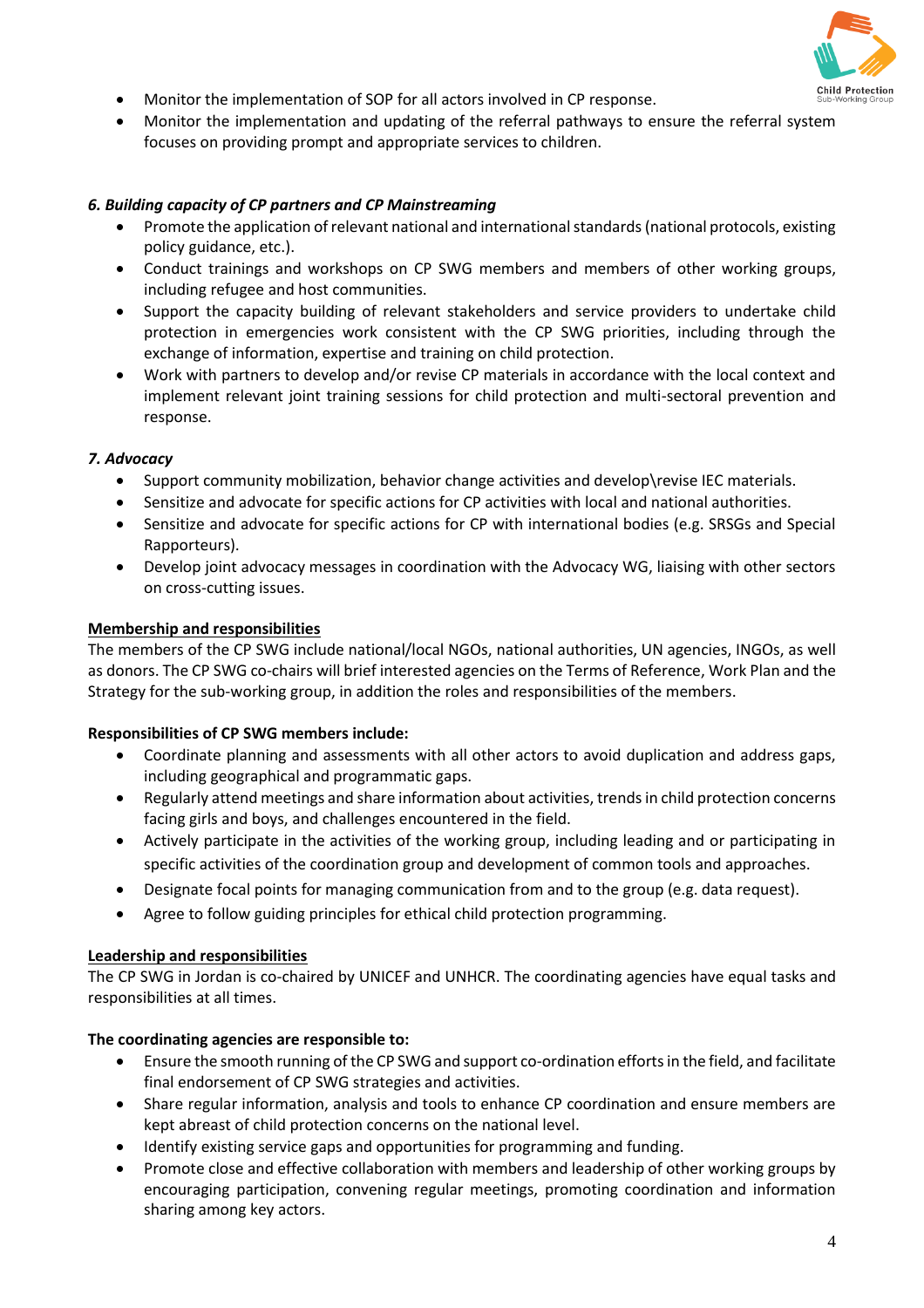- Monitor the implementation of SOP for all actors involved in CP response.
- Monitor the implementation and updating of the referral pathways to ensure the referral system focuses on providing prompt and appropriate services to children.

***6. Building capacity of CP partners and CP Mainstreaming***

- Promote the application of relevant national and international standards (national protocols, existing policy guidance, etc.).
- Conduct trainings and workshops on CP SWG members and members of other working groups, including refugee and host communities.
- Support the capacity building of relevant stakeholders and service providers to undertake child protection in emergencies work consistent with the CP SWG priorities, including through the exchange of information, expertise and training on child protection.
- Work with partners to develop and/or revise CP materials in accordance with the local context and implement relevant joint training sessions for child protection and multi-sectoral prevention and response.

***7. Advocacy***

- Support community mobilization, behavior change activities and develop\revise IEC materials.
- Sensitize and advocate for specific actions for CP activities with local and national authorities.
- Sensitize and advocate for specific actions for CP with international bodies (e.g. SRSGs and Special Rapporteurs).
- Develop joint advocacy messages in coordination with the Advocacy WG, liaising with other sectors on cross-cutting issues.

**Membership and responsibilities**

The members of the CP SWG include national/local NGOs, national authorities, UN agencies, INGOs, as well as donors. The CP SWG co-chairs will brief interested agencies on the Terms of Reference, Work Plan and the Strategy for the sub-working group, in addition the roles and responsibilities of the members.

**Responsibilities of CP SWG members include:**

- Coordinate planning and assessments with all other actors to avoid duplication and address gaps, including geographical and programmatic gaps.
- Regularly attend meetings and share information about activities, trends in child protection concerns facing girls and boys, and challenges encountered in the field.
- Actively participate in the activities of the working group, including leading and or participating in specific activities of the coordination group and development of common tools and approaches.
- Designate focal points for managing communication from and to the group (e.g. data request).
- Agree to follow guiding principles for ethical child protection programming.

**Leadership and responsibilities**

The CP SWG in Jordan is co-chaired by UNICEF and UNHCR. The coordinating agencies have equal tasks and responsibilities at all times.

**The coordinating agencies are responsible to:**

- Ensure the smooth running of the CP SWG and support co-ordination efforts in the field, and facilitate final endorsement of CP SWG strategies and activities.
- Share regular information, analysis and tools to enhance CP coordination and ensure members are kept abreast of child protection concerns on the national level.
- Identify existing service gaps and opportunities for programming and funding.
- Promote close and effective collaboration with members and leadership of other working groups by encouraging participation, convening regular meetings, promoting coordination and information sharing among key actors.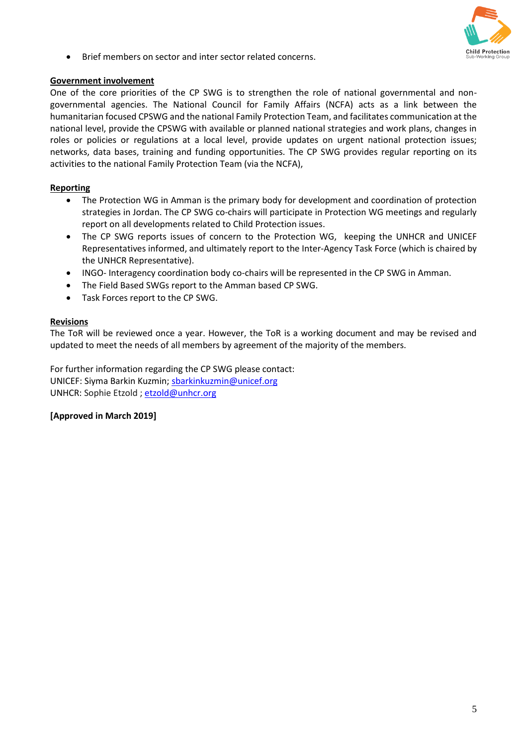- Brief members on sector and inter sector related concerns.

**Government involvement**

One of the core priorities of the CP SWG is to strengthen the role of national governmental and non-governmental agencies. The National Council for Family Affairs (NCFA) acts as a link between the humanitarian focused CPSWG and the national Family Protection Team, and facilitates communication at the national level, provide the CPSWG with available or planned national strategies and work plans, changes in roles or policies or regulations at a local level, provide updates on urgent national protection issues; networks, data bases, training and funding opportunities. The CP SWG provides regular reporting on its activities to the national Family Protection Team (via the NCFA),

**Reporting**

- The Protection WG in Amman is the primary body for development and coordination of protection strategies in Jordan. The CP SWG co-chairs will participate in Protection WG meetings and regularly report on all developments related to Child Protection issues.
- The CP SWG reports issues of concern to the Protection WG, keeping the UNHCR and UNICEF Representatives informed, and ultimately report to the Inter-Agency Task Force (which is chaired by the UNHCR Representative).
- INGO- Interagency coordination body co-chairs will be represented in the CP SWG in Amman.
- The Field Based SWGs report to the Amman based CP SWG.
- Task Forces report to the CP SWG.

**Revisions**

The ToR will be reviewed once a year. However, the ToR is a working document and may be revised and updated to meet the needs of all members by agreement of the majority of the members.

For further information regarding the CP SWG please contact:
UNICEF: Siyma Barkin Kuzmin; sbarkinkuzmin@unicef.org
UNHCR: Sophie Etzold ; etzold@unhcr.org

**[Approved in March 2019]**